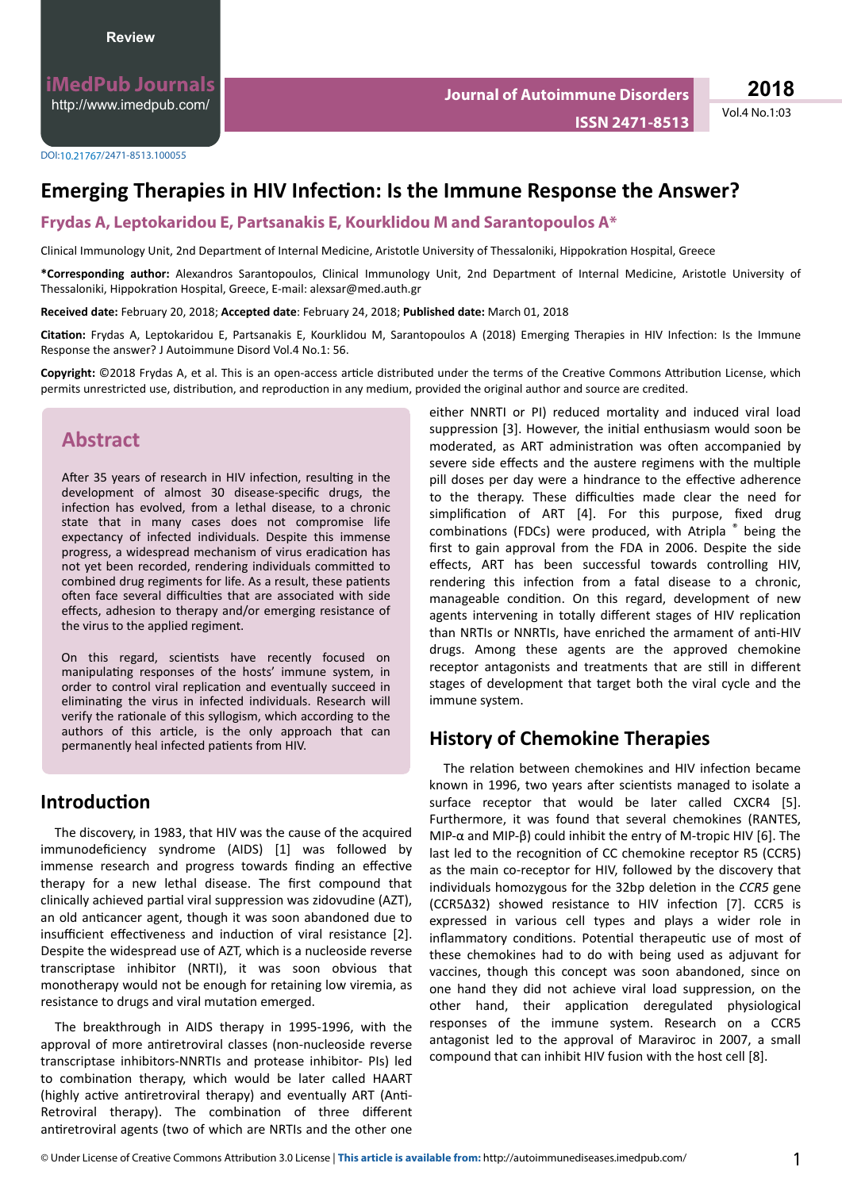Review

DOI:10.21767/2471-8513.100055

# Emerging Therapies in HIV Infection: Is the Immune Response the Answer?

**Frydas A, Leptokaridou E, Partsanakis E, Kourklidou M and Sarantopoulos A***

Clinical Immunology Unit, 2nd Department of Internal Medicine, Aristotle University of Thessaloniki, Hippokration Hospital, Greece

***Corresponding author:** Alexandros Sarantopoulos, Clinical Immunology Unit, 2nd Department of Internal Medicine, Aristotle University of Thessaloniki, Hippokration Hospital, Greece, E-mail: alexsar@med.auth.gr

**Received date:** February 20, 2018; **Accepted date**: February 24, 2018; **Published date:** March 01, 2018

**Citation:** Frydas A, Leptokaridou E, Partsanakis E, Kourklidou M, Sarantopoulos A (2018) Emerging Therapies in HIV Infection: Is the Immune Response the answer? J Autoimmune Disord Vol.4 No.1: 56.

**Copyright:** ©2018 Frydas A, et al. This is an open-access article distributed under the terms of the Creative Commons Attribution License, which permits unrestricted use, distribution, and reproduction in any medium, provided the original author and source are credited.

## Abstract

After 35 years of research in HIV infection, resulting in the development of almost 30 disease-specific drugs, the infection has evolved, from a lethal disease, to a chronic state that in many cases does not compromise life expectancy of infected individuals. Despite this immense progress, a widespread mechanism of virus eradication has not yet been recorded, rendering individuals committed to combined drug regiments for life. As a result, these patients often face several difficulties that are associated with side effects, adhesion to therapy and/or emerging resistance of the virus to the applied regiment.

On this regard, scientists have recently focused on manipulating responses of the hosts' immune system, in order to control viral replication and eventually succeed in eliminating the virus in infected individuals. Research will verify the rationale of this syllogism, which according to the authors of this article, is the only approach that can permanently heal infected patients from HIV.

## Introduction

The discovery, in 1983, that HIV was the cause of the acquired immunodeficiency syndrome (AIDS) [1] was followed by immense research and progress towards finding an effective therapy for a new lethal disease. The first compound that clinically achieved partial viral suppression was zidovudine (AZT), an old anticancer agent, though it was soon abandoned due to insufficient effectiveness and induction of viral resistance [2]. Despite the widespread use of AZT, which is a nucleoside reverse transcriptase inhibitor (NRTI), it was soon obvious that monotherapy would not be enough for retaining low viremia, as resistance to drugs and viral mutation emerged.

The breakthrough in AIDS therapy in 1995-1996, with the approval of more antiretroviral classes (non-nucleoside reverse transcriptase inhibitors-NNRTIs and protease inhibitor- PIs) led to combination therapy, which would be later called HAART (highly active antiretroviral therapy) and eventually ART (Anti-Retroviral therapy). The combination of three different antiretroviral agents (two of which are NRTIs and the other one either NNRTI or PI) reduced mortality and induced viral load suppression [3]. However, the initial enthusiasm would soon be moderated, as ART administration was often accompanied by severe side effects and the austere regimens with the multiple pill doses per day were a hindrance to the effective adherence to the therapy. These difficulties made clear the need for simplification of ART [4]. For this purpose, fixed drug combinations (FDCs) were produced, with Atripla ® being the first to gain approval from the FDA in 2006. Despite the side effects, ART has been successful towards controlling HIV, rendering this infection from a fatal disease to a chronic, manageable condition. On this regard, development of new agents intervening in totally different stages of HIV replication than NRTIs or NNRTIs, have enriched the armament of anti-HIV drugs. Among these agents are the approved chemokine receptor antagonists and treatments that are still in different stages of development that target both the viral cycle and the immune system.

## History of Chemokine Therapies

The relation between chemokines and HIV infection became known in 1996, two years after scientists managed to isolate a surface receptor that would be later called CXCR4 [5]. Furthermore, it was found that several chemokines (RANTES, MIP-α and MIP-β) could inhibit the entry of M-tropic HIV [6]. The last led to the recognition of CC chemokine receptor R5 (CCR5) as the main co-receptor for HIV, followed by the discovery that individuals homozygous for the 32bp deletion in the *CCR5* gene (CCR5Δ32) showed resistance to HIV infection [7]. CCR5 is expressed in various cell types and plays a wider role in inflammatory conditions. Potential therapeutic use of most of these chemokines had to do with being used as adjuvant for vaccines, though this concept was soon abandoned, since on one hand they did not achieve viral load suppression, on the other hand, their application deregulated physiological responses of the immune system. Research on a CCR5 antagonist led to the approval of Maraviroc in 2007, a small compound that can inhibit HIV fusion with the host cell [8].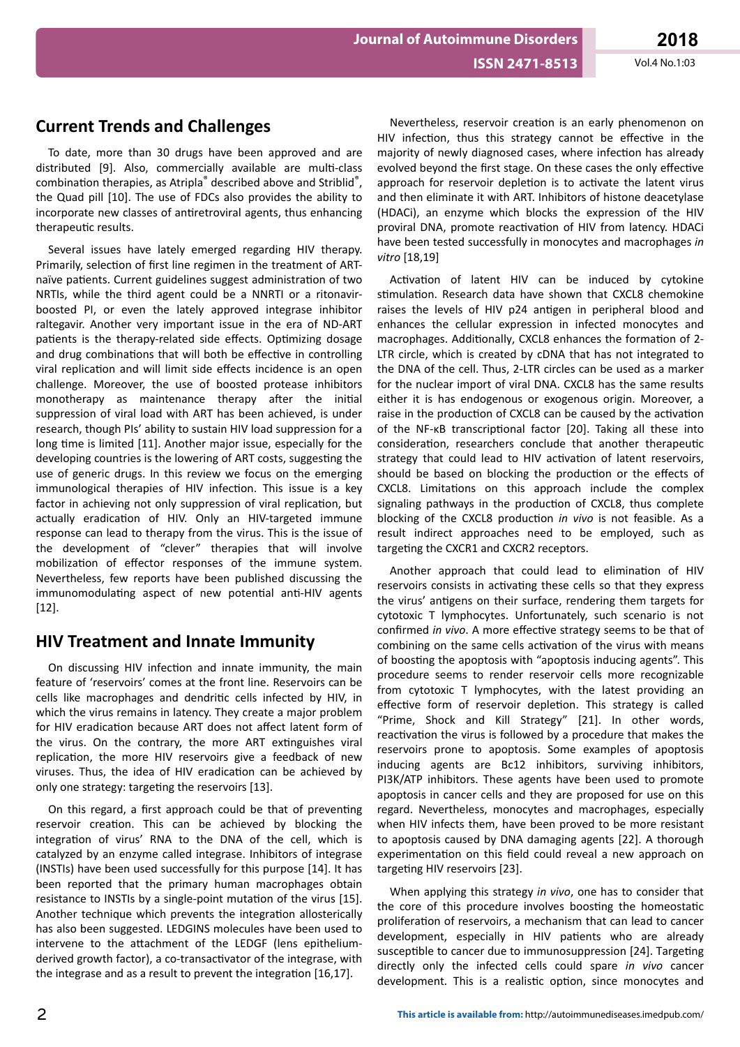## Current Trends and Challenges

To date, more than 30 drugs have been approved and are distributed [9]. Also, commercially available are multi-class combination therapies, as Atripla® described above and Striblid®, the Quad pill [10]. The use of FDCs also provides the ability to incorporate new classes of antiretroviral agents, thus enhancing therapeutic results.

Several issues have lately emerged regarding HIV therapy. Primarily, selection of first line regimen in the treatment of ART-naïve patients. Current guidelines suggest administration of two NRTIs, while the third agent could be a NNRTI or a ritonavir-boosted PI, or even the lately approved integrase inhibitor raltegavir. Another very important issue in the era of ND-ART patients is the therapy-related side effects. Optimizing dosage and drug combinations that will both be effective in controlling viral replication and will limit side effects incidence is an open challenge. Moreover, the use of boosted protease inhibitors monotherapy as maintenance therapy after the initial suppression of viral load with ART has been achieved, is under research, though PIs' ability to sustain HIV load suppression for a long time is limited [11]. Another major issue, especially for the developing countries is the lowering of ART costs, suggesting the use of generic drugs. In this review we focus on the emerging immunological therapies of HIV infection. This issue is a key factor in achieving not only suppression of viral replication, but actually eradication of HIV. Only an HIV-targeted immune response can lead to therapy from the virus. This is the issue of the development of "clever" therapies that will involve mobilization of effector responses of the immune system. Nevertheless, few reports have been published discussing the immunomodulating aspect of new potential anti-HIV agents [12].

## HIV Treatment and Innate Immunity

On discussing HIV infection and innate immunity, the main feature of 'reservoirs' comes at the front line. Reservoirs can be cells like macrophages and dendritic cells infected by HIV, in which the virus remains in latency. They create a major problem for HIV eradication because ART does not affect latent form of the virus. On the contrary, the more ART extinguishes viral replication, the more HIV reservoirs give a feedback of new viruses. Thus, the idea of HIV eradication can be achieved by only one strategy: targeting the reservoirs [13].

On this regard, a first approach could be that of preventing reservoir creation. This can be achieved by blocking the integration of virus' RNA to the DNA of the cell, which is catalyzed by an enzyme called integrase. Inhibitors of integrase (INSTIs) have been used successfully for this purpose [14]. It has been reported that the primary human macrophages obtain resistance to INSTIs by a single-point mutation of the virus [15]. Another technique which prevents the integration allosterically has also been suggested. LEDGINS molecules have been used to intervene to the attachment of the LEDGF (lens epithelium-derived growth factor), a co-transactivator of the integrase, with the integrase and as a result to prevent the integration [16,17].

Nevertheless, reservoir creation is an early phenomenon on HIV infection, thus this strategy cannot be effective in the majority of newly diagnosed cases, where infection has already evolved beyond the first stage. On these cases the only effective approach for reservoir depletion is to activate the latent virus and then eliminate it with ART. Inhibitors of histone deacetylase (HDACi), an enzyme which blocks the expression of the HIV proviral DNA, promote reactivation of HIV from latency. HDACi have been tested successfully in monocytes and macrophages *in vitro* [18,19]

Activation of latent HIV can be induced by cytokine stimulation. Research data have shown that CXCL8 chemokine raises the levels of HIV p24 antigen in peripheral blood and enhances the cellular expression in infected monocytes and macrophages. Additionally, CXCL8 enhances the formation of 2-LTR circle, which is created by cDNA that has not integrated to the DNA of the cell. Thus, 2-LTR circles can be used as a marker for the nuclear import of viral DNA. CXCL8 has the same results either it is has endogenous or exogenous origin. Moreover, a raise in the production of CXCL8 can be caused by the activation of the NF-κB transcriptional factor [20]. Taking all these into consideration, researchers conclude that another therapeutic strategy that could lead to HIV activation of latent reservoirs, should be based on blocking the production or the effects of CXCL8. Limitations on this approach include the complex signaling pathways in the production of CXCL8, thus complete blocking of the CXCL8 production *in vivo* is not feasible. As a result indirect approaches need to be employed, such as targeting the CXCR1 and CXCR2 receptors.

Another approach that could lead to elimination of HIV reservoirs consists in activating these cells so that they express the virus' antigens on their surface, rendering them targets for cytotoxic T lymphocytes. Unfortunately, such scenario is not confirmed *in vivo*. A more effective strategy seems to be that of combining on the same cells activation of the virus with means of boosting the apoptosis with "apoptosis inducing agents". This procedure seems to render reservoir cells more recognizable from cytotoxic T lymphocytes, with the latest providing an effective form of reservoir depletion. This strategy is called "Prime, Shock and Kill Strategy" [21]. In other words, reactivation the virus is followed by a procedure that makes the reservoirs prone to apoptosis. Some examples of apoptosis inducing agents are Bc12 inhibitors, surviving inhibitors, PI3K/ATP inhibitors. These agents have been used to promote apoptosis in cancer cells and they are proposed for use on this regard. Nevertheless, monocytes and macrophages, especially when HIV infects them, have been proved to be more resistant to apoptosis caused by DNA damaging agents [22]. A thorough experimentation on this field could reveal a new approach on targeting HIV reservoirs [23].

When applying this strategy *in vivo*, one has to consider that the core of this procedure involves boosting the homeostatic proliferation of reservoirs, a mechanism that can lead to cancer development, especially in HIV patients who are already susceptible to cancer due to immunosuppression [24]. Targeting directly only the infected cells could spare *in vivo* cancer development. This is a realistic option, since monocytes and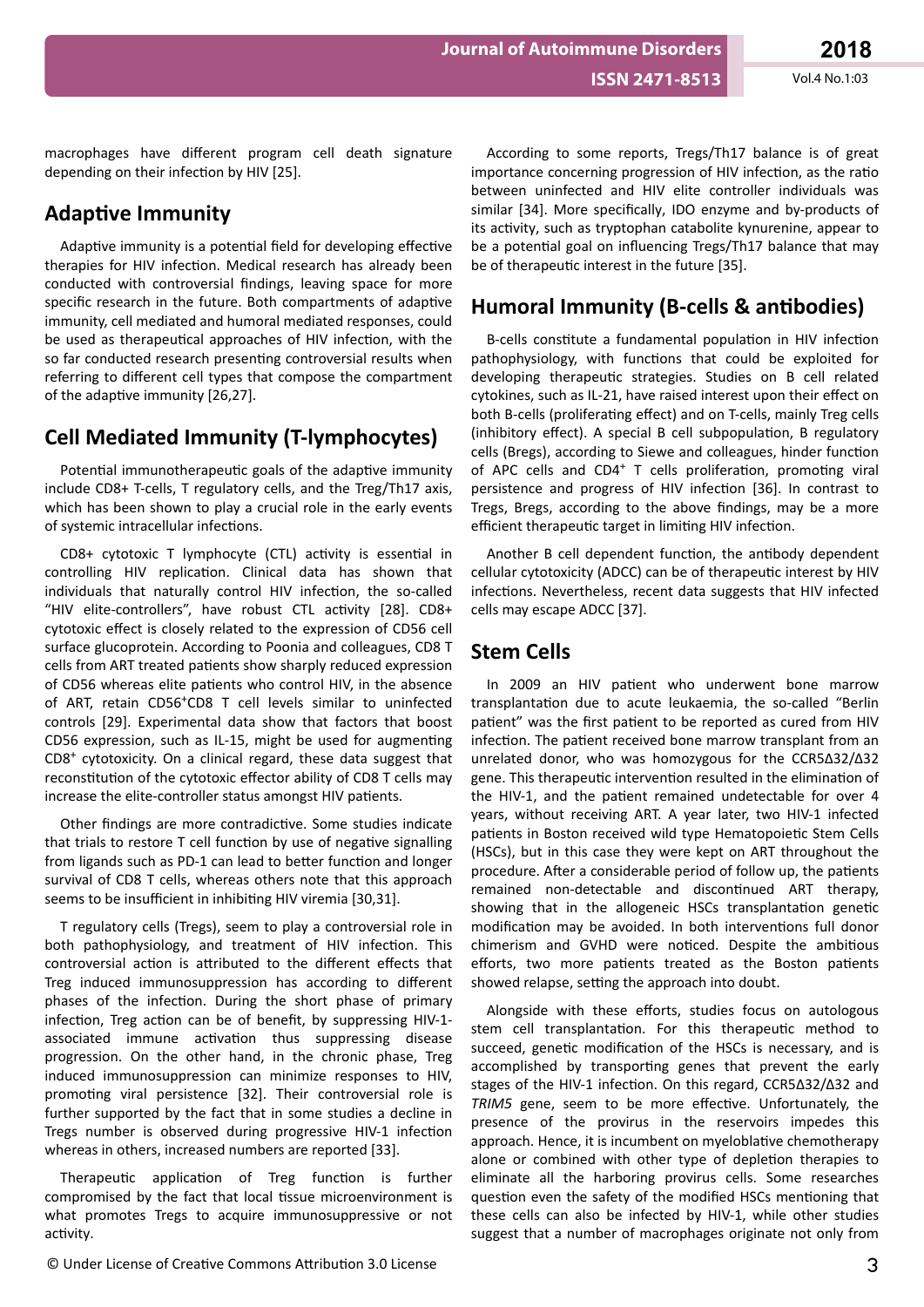macrophages have different program cell death signature depending on their infection by HIV [25].

## Adaptive Immunity

Adaptive immunity is a potential field for developing effective therapies for HIV infection. Medical research has already been conducted with controversial findings, leaving space for more specific research in the future. Both compartments of adaptive immunity, cell mediated and humoral mediated responses, could be used as therapeutical approaches of HIV infection, with the so far conducted research presenting controversial results when referring to different cell types that compose the compartment of the adaptive immunity [26,27].

## Cell Mediated Immunity (T-lymphocytes)

Potential immunotherapeutic goals of the adaptive immunity include CD8+ T-cells, T regulatory cells, and the Treg/Th17 axis, which has been shown to play a crucial role in the early events of systemic intracellular infections.

CD8+ cytotoxic T lymphocyte (CTL) activity is essential in controlling HIV replication. Clinical data has shown that individuals that naturally control HIV infection, the so-called "HIV elite-controllers", have robust CTL activity [28]. CD8+ cytotoxic effect is closely related to the expression of CD56 cell surface glucoprotein. According to Poonia and colleagues, CD8 T cells from ART treated patients show sharply reduced expression of CD56 whereas elite patients who control HIV, in the absence of ART, retain $CD56^{+}CD8$ T cell levels similar to uninfected controls [29]. Experimental data show that factors that boost CD56 expression, such as IL-15, might be used for augmenting $CD8^{+}$ cytotoxicity. On a clinical regard, these data suggest that reconstitution of the cytotoxic effector ability of CD8 T cells may increase the elite-controller status amongst HIV patients.

Other findings are more contradictive. Some studies indicate that trials to restore T cell function by use of negative signalling from ligands such as PD-1 can lead to better function and longer survival of CD8 T cells, whereas others note that this approach seems to be insufficient in inhibiting HIV viremia [30,31].

T regulatory cells (Tregs), seem to play a controversial role in both pathophysiology, and treatment of HIV infection. This controversial action is attributed to the different effects that Treg induced immunosuppression has according to different phases of the infection. During the short phase of primary infection, Treg action can be of benefit, by suppressing HIV-1-associated immune activation thus suppressing disease progression. On the other hand, in the chronic phase, Treg induced immunosuppression can minimize responses to HIV, promoting viral persistence [32]. Their controversial role is further supported by the fact that in some studies a decline in Tregs number is observed during progressive HIV-1 infection whereas in others, increased numbers are reported [33].

Therapeutic application of Treg function is further compromised by the fact that local tissue microenvironment is what promotes Tregs to acquire immunosuppressive or not activity.

According to some reports, Tregs/Th17 balance is of great importance concerning progression of HIV infection, as the ratio between uninfected and HIV elite controller individuals was similar [34]. More specifically, IDO enzyme and by-products of its activity, such as tryptophan catabolite kynurenine, appear to be a potential goal on influencing Tregs/Th17 balance that may be of therapeutic interest in the future [35].

## Humoral Immunity (B-cells & antibodies)

B-cells constitute a fundamental population in HIV infection pathophysiology, with functions that could be exploited for developing therapeutic strategies. Studies on B cell related cytokines, such as IL-21, have raised interest upon their effect on both B-cells (proliferating effect) and on T-cells, mainly Treg cells (inhibitory effect). A special B cell subpopulation, B regulatory cells (Bregs), according to Siewe and colleagues, hinder function of APC cells and $CD4^{+}$ T cells proliferation, promoting viral persistence and progress of HIV infection [36]. In contrast to Tregs, Bregs, according to the above findings, may be a more efficient therapeutic target in limiting HIV infection.

Another B cell dependent function, the antibody dependent cellular cytotoxicity (ADCC) can be of therapeutic interest by HIV infections. Nevertheless, recent data suggests that HIV infected cells may escape ADCC [37].

## Stem Cells

In 2009 an HIV patient who underwent bone marrow transplantation due to acute leukaemia, the so-called "Berlin patient" was the first patient to be reported as cured from HIV infection. The patient received bone marrow transplant from an unrelated donor, who was homozygous for the CCR5Δ32/Δ32 gene. This therapeutic intervention resulted in the elimination of the HIV-1, and the patient remained undetectable for over 4 years, without receiving ART. A year later, two HIV-1 infected patients in Boston received wild type Hematopoietic Stem Cells (HSCs), but in this case they were kept on ART throughout the procedure. After a considerable period of follow up, the patients remained non-detectable and discontinued ART therapy, showing that in the allogeneic HSCs transplantation genetic modification may be avoided. In both interventions full donor chimerism and GVHD were noticed. Despite the ambitious efforts, two more patients treated as the Boston patients showed relapse, setting the approach into doubt.

Alongside with these efforts, studies focus on autologous stem cell transplantation. For this therapeutic method to succeed, genetic modification of the HSCs is necessary, and is accomplished by transporting genes that prevent the early stages of the HIV-1 infection. On this regard, CCR5Δ32/Δ32 and *TRIM5* gene, seem to be more effective. Unfortunately, the presence of the provirus in the reservoirs impedes this approach. Hence, it is incumbent on myeloblative chemotherapy alone or combined with other type of depletion therapies to eliminate all the harboring provirus cells. Some researches question even the safety of the modified HSCs mentioning that these cells can also be infected by HIV-1, while other studies suggest that a number of macrophages originate not only from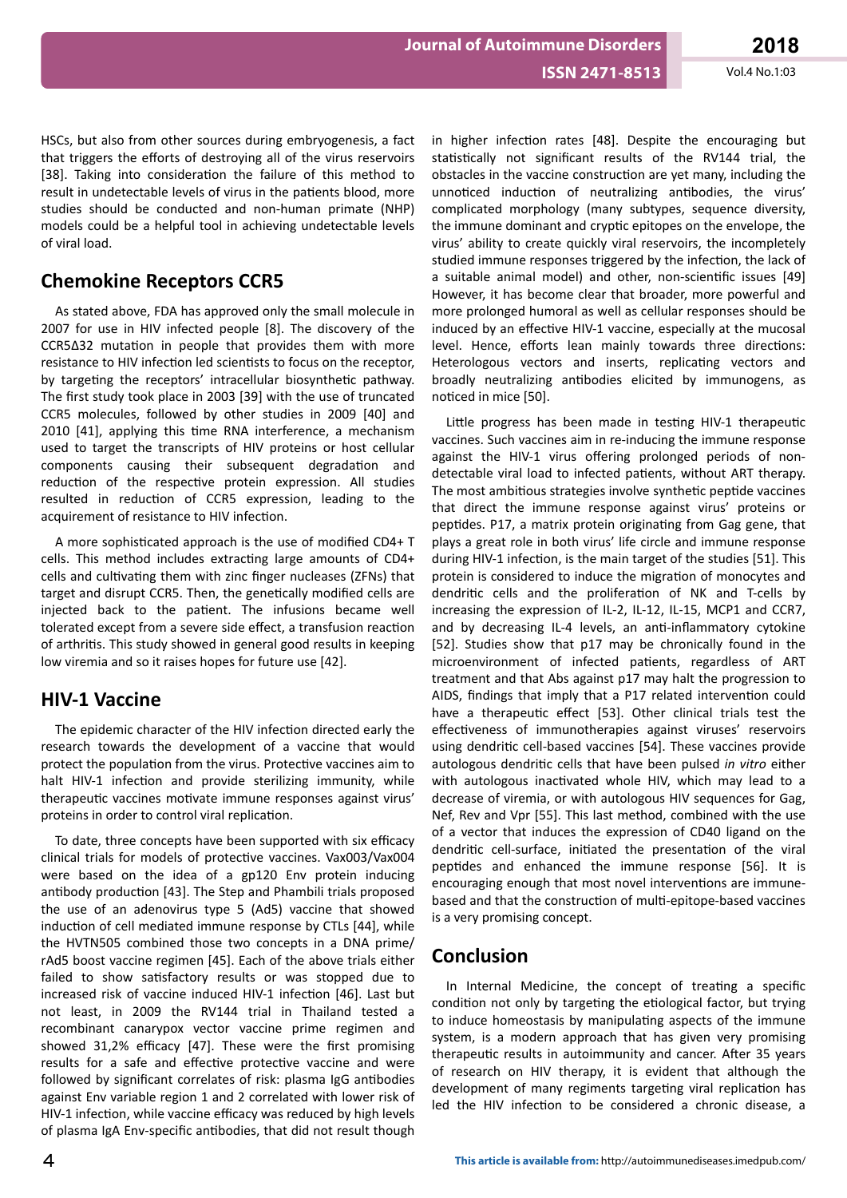HSCs, but also from other sources during embryogenesis, a fact that triggers the efforts of destroying all of the virus reservoirs [38]. Taking into consideration the failure of this method to result in undetectable levels of virus in the patients blood, more studies should be conducted and non-human primate (NHP) models could be a helpful tool in achieving undetectable levels of viral load.

## Chemokine Receptors CCR5

As stated above, FDA has approved only the small molecule in 2007 for use in HIV infected people [8]. The discovery of the CCR5Δ32 mutation in people that provides them with more resistance to HIV infection led scientists to focus on the receptor, by targeting the receptors' intracellular biosynthetic pathway. The first study took place in 2003 [39] with the use of truncated CCR5 molecules, followed by other studies in 2009 [40] and 2010 [41], applying this time RNA interference, a mechanism used to target the transcripts of HIV proteins or host cellular components causing their subsequent degradation and reduction of the respective protein expression. All studies resulted in reduction of CCR5 expression, leading to the acquirement of resistance to HIV infection.

A more sophisticated approach is the use of modified CD4+ T cells. This method includes extracting large amounts of CD4+ cells and cultivating them with zinc finger nucleases (ZFNs) that target and disrupt CCR5. Then, the genetically modified cells are injected back to the patient. The infusions became well tolerated except from a severe side effect, a transfusion reaction of arthritis. This study showed in general good results in keeping low viremia and so it raises hopes for future use [42].

## HIV-1 Vaccine

The epidemic character of the HIV infection directed early the research towards the development of a vaccine that would protect the population from the virus. Protective vaccines aim to halt HIV-1 infection and provide sterilizing immunity, while therapeutic vaccines motivate immune responses against virus' proteins in order to control viral replication.

To date, three concepts have been supported with six efficacy clinical trials for models of protective vaccines. Vax003/Vax004 were based on the idea of a gp120 Env protein inducing antibody production [43]. The Step and Phambili trials proposed the use of an adenovirus type 5 (Ad5) vaccine that showed induction of cell mediated immune response by CTLs [44], while the HVTN505 combined those two concepts in a DNA prime/rAd5 boost vaccine regimen [45]. Each of the above trials either failed to show satisfactory results or was stopped due to increased risk of vaccine induced HIV-1 infection [46]. Last but not least, in 2009 the RV144 trial in Thailand tested a recombinant canarypox vector vaccine prime regimen and showed 31,2% efficacy [47]. These were the first promising results for a safe and effective protective vaccine and were followed by significant correlates of risk: plasma IgG antibodies against Env variable region 1 and 2 correlated with lower risk of HIV-1 infection, while vaccine efficacy was reduced by high levels of plasma IgA Env-specific antibodies, that did not result though in higher infection rates [48]. Despite the encouraging but statistically not significant results of the RV144 trial, the obstacles in the vaccine construction are yet many, including the unnoticed induction of neutralizing antibodies, the virus' complicated morphology (many subtypes, sequence diversity, the immune dominant and cryptic epitopes on the envelope, the virus' ability to create quickly viral reservoirs, the incompletely studied immune responses triggered by the infection, the lack of a suitable animal model) and other, non-scientific issues [49] However, it has become clear that broader, more powerful and more prolonged humoral as well as cellular responses should be induced by an effective HIV-1 vaccine, especially at the mucosal level. Hence, efforts lean mainly towards three directions: Heterologous vectors and inserts, replicating vectors and broadly neutralizing antibodies elicited by immunogens, as noticed in mice [50].

Little progress has been made in testing HIV-1 therapeutic vaccines. Such vaccines aim in re-inducing the immune response against the HIV-1 virus offering prolonged periods of non-detectable viral load to infected patients, without ART therapy. The most ambitious strategies involve synthetic peptide vaccines that direct the immune response against virus' proteins or peptides. P17, a matrix protein originating from Gag gene, that plays a great role in both virus' life circle and immune response during HIV-1 infection, is the main target of the studies [51]. This protein is considered to induce the migration of monocytes and dendritic cells and the proliferation of NK and T-cells by increasing the expression of IL-2, IL-12, IL-15, MCP1 and CCR7, and by decreasing IL-4 levels, an anti-inflammatory cytokine [52]. Studies show that p17 may be chronically found in the microenvironment of infected patients, regardless of ART treatment and that Abs against p17 may halt the progression to AIDS, findings that imply that a P17 related intervention could have a therapeutic effect [53]. Other clinical trials test the effectiveness of immunotherapies against viruses' reservoirs using dendritic cell-based vaccines [54]. These vaccines provide autologous dendritic cells that have been pulsed *in vitro* either with autologous inactivated whole HIV, which may lead to a decrease of viremia, or with autologous HIV sequences for Gag, Nef, Rev and Vpr [55]. This last method, combined with the use of a vector that induces the expression of CD40 ligand on the dendritic cell-surface, initiated the presentation of the viral peptides and enhanced the immune response [56]. It is encouraging enough that most novel interventions are immune-based and that the construction of multi-epitope-based vaccines is a very promising concept.

## Conclusion

In Internal Medicine, the concept of treating a specific condition not only by targeting the etiological factor, but trying to induce homeostasis by manipulating aspects of the immune system, is a modern approach that has given very promising therapeutic results in autoimmunity and cancer. After 35 years of research on HIV therapy, it is evident that although the development of many regiments targeting viral replication has led the HIV infection to be considered a chronic disease, a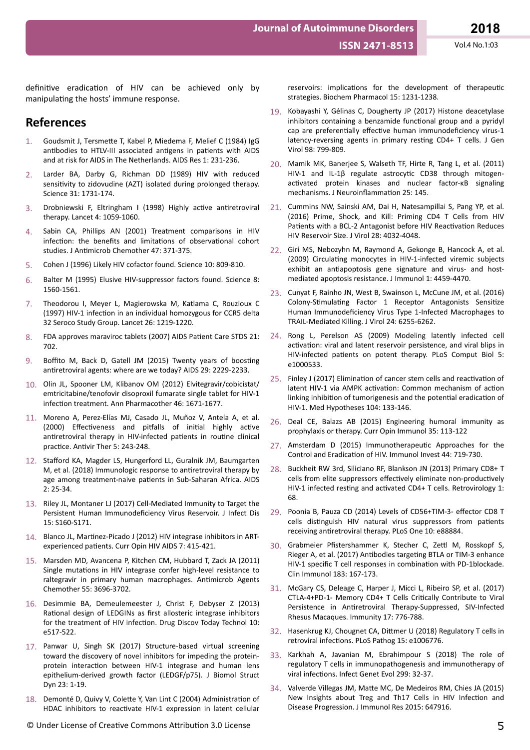definitive eradication of HIV can be achieved only by manipulating the hosts' immune response.

## References

1. Goudsmit J, Tersmette T, Kabel P, Miedema F, Melief C (1984) IgG antibodies to HTLV-III associated antigens in patients with AIDS and at risk for AIDS in The Netherlands. AIDS Res 1: 231-236.
2. Larder BA, Darby G, Richman DD (1989) HIV with reduced sensitivity to zidovudine (AZT) isolated during prolonged therapy. Science 31: 1731-174.
3. Drobniewski F, Eltringham I (1998) Highly active antiretroviral therapy. Lancet 4: 1059-1060.
4. Sabin CA, Phillips AN (2001) Treatment comparisons in HIV infection: the benefits and limitations of observational cohort studies. J Antimicrob Chemother 47: 371-375.
5. Cohen J (1996) Likely HIV cofactor found. Science 10: 809-810.
6. Balter M (1995) Elusive HIV-suppressor factors found. Science 8: 1560-1561.
7. Theodorou I, Meyer L, Magierowska M, Katlama C, Rouzioux C (1997) HIV-1 infection in an individual homozygous for CCR5 delta 32 Seroco Study Group. Lancet 26: 1219-1220.
8. FDA approves maraviroc tablets (2007) AIDS Patient Care STDS 21: 702.
9. Boffito M, Back D, Gatell JM (2015) Twenty years of boosting antiretroviral agents: where are we today? AIDS 29: 2229-2233.
10. Olin JL, Spooner LM, Klibanov OM (2012) Elvitegravir/cobicistat/emtricitabine/tenofovir disoproxil fumarate single tablet for HIV-1 infection treatment. Ann Pharmacother 46: 1671-1677.
11. Moreno A, Perez-Elías MJ, Casado JL, Muñoz V, Antela A, et al. (2000) Effectiveness and pitfalls of initial highly active antiretroviral therapy in HIV-infected patients in routine clinical practice. Antivir Ther 5: 243-248.
12. Stafford KA, Magder LS, Hungerford LL, Guralnik JM, Baumgarten M, et al. (2018) Immunologic response to antiretroviral therapy by age among treatment-naive patients in Sub-Saharan Africa. AIDS 2: 25-34.
13. Riley JL, Montaner LJ (2017) Cell-Mediated Immunity to Target the Persistent Human Immunodeficiency Virus Reservoir. J Infect Dis 15: S160-S171.
14. Blanco JL, Martinez-Picado J (2012) HIV integrase inhibitors in ART-experienced patients. Curr Opin HIV AIDS 7: 415-421.
15. Marsden MD, Avancena P, Kitchen CM, Hubbard T, Zack JA (2011) Single mutations in HIV integrase confer high-level resistance to raltegravir in primary human macrophages. Antimicrob Agents Chemother 55: 3696-3702.
16. Desimmie BA, Demeulemeester J, Christ F, Debyser Z (2013) Rational design of LEDGINs as first allosteric integrase inhibitors for the treatment of HIV infection. Drug Discov Today Technol 10: e517-522.
17. Panwar U, Singh SK (2017) Structure-based virtual screening toward the discovery of novel inhibitors for impeding the protein-protein interaction between HIV-1 integrase and human lens epithelium-derived growth factor (LEDGF/p75). J Biomol Struct Dyn 23: 1-19.
18. Demonté D, Quivy V, Colette Y, Van Lint C (2004) Administration of HDAC inhibitors to reactivate HIV-1 expression in latent cellular reservoirs: implications for the development of therapeutic strategies. Biochem Pharmacol 15: 1231-1238.
19. Kobayashi Y, Gélinas C, Dougherty JP (2017) Histone deacetylase inhibitors containing a benzamide functional group and a pyridyl cap are preferentially effective human immunodeficiency virus-1 latency-reversing agents in primary resting CD4+ T cells. J Gen Virol 98: 799-809.
20. Mamik MK, Banerjee S, Walseth TF, Hirte R, Tang L, et al. (2011) HIV-1 and IL-1β regulate astrocytic CD38 through mitogen-activated protein kinases and nuclear factor-κB signaling mechanisms. J Neuroinflammation 25: 145.
21. Cummins NW, Sainski AM, Dai H, Natesampillai S, Pang YP, et al. (2016) Prime, Shock, and Kill: Priming CD4 T Cells from HIV Patients with a BCL-2 Antagonist before HIV Reactivation Reduces HIV Reservoir Size. J Virol 28: 4032-4048.
22. Giri MS, Nebozyhn M, Raymond A, Gekonge B, Hancock A, et al. (2009) Circulating monocytes in HIV-1-infected viremic subjects exhibit an antiapoptosis gene signature and virus- and host-mediated apoptosis resistance. J Immunol 1: 4459-4470.
23. Cunyat F, Rainho JN, West B, Swainson L, McCune JM, et al. (2016) Colony-Stimulating Factor 1 Receptor Antagonists Sensitize Human Immunodeficiency Virus Type 1-Infected Macrophages to TRAIL-Mediated Killing. J Virol 24: 6255-6262.
24. Rong L, Perelson AS (2009) Modeling latently infected cell activation: viral and latent reservoir persistence, and viral blips in HIV-infected patients on potent therapy. PLoS Comput Biol 5: e1000533.
25. Finley J (2017) Elimination of cancer stem cells and reactivation of latent HIV-1 via AMPK activation: Common mechanism of action linking inhibition of tumorigenesis and the potential eradication of HIV-1. Med Hypotheses 104: 133-146.
26. Deal CE, Balazs AB (2015) Engineering humoral immunity as prophylaxis or therapy. Curr Opin Immunol 35: 113-122
27. Amsterdam D (2015) Immunotherapeutic Approaches for the Control and Eradication of HIV. Immunol Invest 44: 719-730.
28. Buckheit RW 3rd, Siliciano RF, Blankson JN (2013) Primary CD8+ T cells from elite suppressors effectively eliminate non-productively HIV-1 infected resting and activated CD4+ T cells. Retrovirology 1: 68.
29. Poonia B, Pauza CD (2014) Levels of CD56+TIM-3- effector CD8 T cells distinguish HIV natural virus suppressors from patients receiving antiretroviral therapy. PLoS One 10: e88884.
30. Grabmeier Pfistershammer K, Stecher C, Zettl M, Rosskopf S, Rieger A, et al. (2017) Antibodies targeting BTLA or TIM-3 enhance HIV-1 specific T cell responses in combination with PD-1blockade. Clin Immunol 183: 167-173.
31. McGary CS, Deleage C, Harper J, Micci L, Ribeiro SP, et al. (2017) CTLA-4+PD-1- Memory CD4+ T Cells Critically Contribute to Viral Persistence in Antiretroviral Therapy-Suppressed, SIV-Infected Rhesus Macaques. Immunity 17: 776-788.
32. Hasenkrug KJ, Chougnet CA, Dittmer U (2018) Regulatory T cells in retroviral infections. PLoS Pathog 15: e1006776.
33. Karkhah A, Javanian M, Ebrahimpour S (2018) The role of regulatory T cells in immunopathogenesis and immunotherapy of viral infections. Infect Genet Evol 299: 32-37.
34. Valverde Villegas JM, Matte MC, De Medeiros RM, Chies JA (2015) New Insights about Treg and Th17 Cells in HIV Infection and Disease Progression. J Immunol Res 2015: 647916.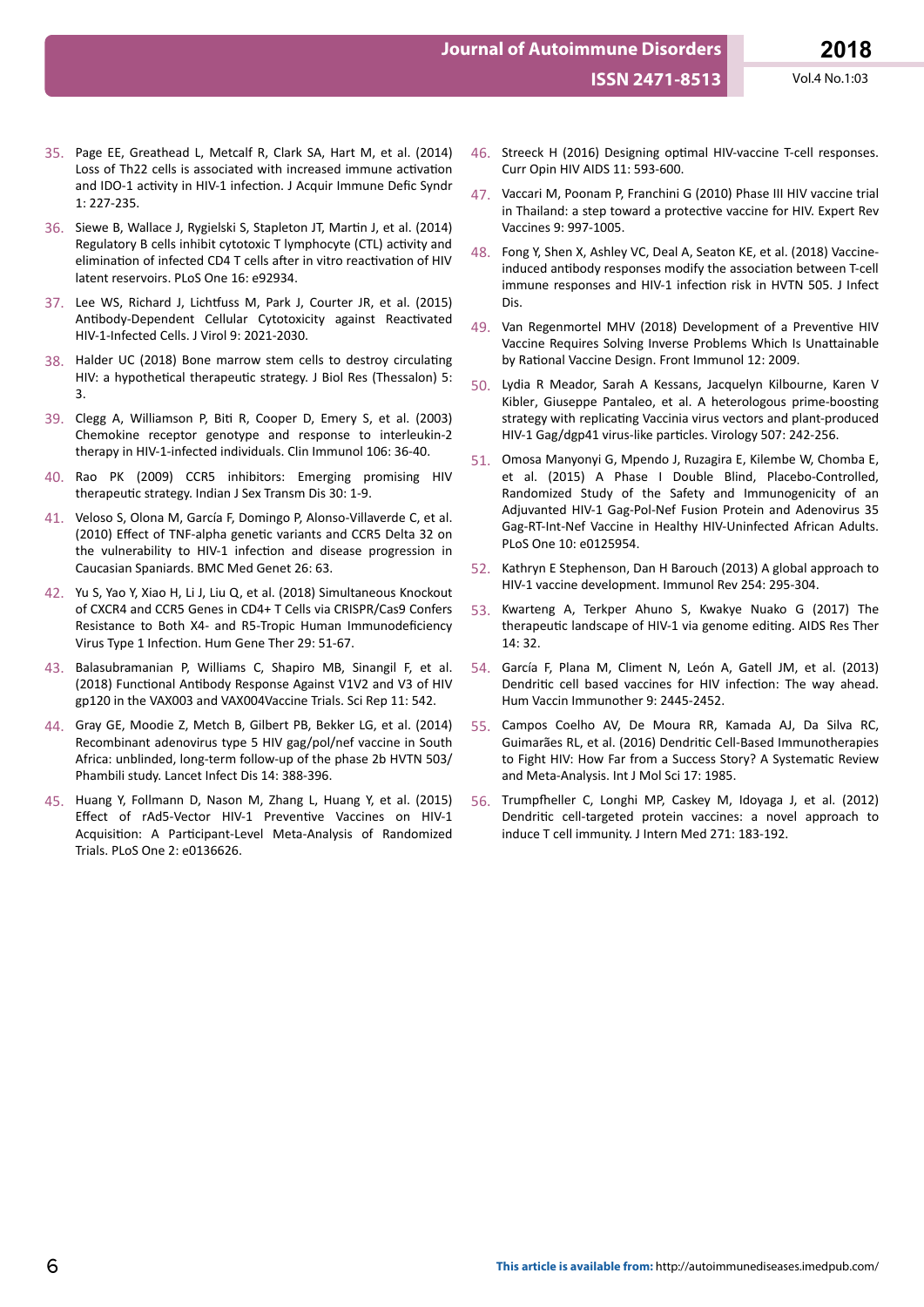35. Page EE, Greathead L, Metcalf R, Clark SA, Hart M, et al. (2014) Loss of Th22 cells is associated with increased immune activation and IDO-1 activity in HIV-1 infection. J Acquir Immune Defic Syndr 1: 227-235.

36. Siewe B, Wallace J, Rygielski S, Stapleton JT, Martin J, et al. (2014) Regulatory B cells inhibit cytotoxic T lymphocyte (CTL) activity and elimination of infected CD4 T cells after in vitro reactivation of HIV latent reservoirs. PLoS One 16: e92934.

37. Lee WS, Richard J, Lichtfuss M, Park J, Courter JR, et al. (2015) Antibody-Dependent Cellular Cytotoxicity against Reactivated HIV-1-Infected Cells. J Virol 9: 2021-2030.

38. Halder UC (2018) Bone marrow stem cells to destroy circulating HIV: a hypothetical therapeutic strategy. J Biol Res (Thessalon) 5: 3.

39. Clegg A, Williamson P, Biti R, Cooper D, Emery S, et al. (2003) Chemokine receptor genotype and response to interleukin-2 therapy in HIV-1-infected individuals. Clin Immunol 106: 36-40.

40. Rao PK (2009) CCR5 inhibitors: Emerging promising HIV therapeutic strategy. Indian J Sex Transm Dis 30: 1-9.

41. Veloso S, Olona M, García F, Domingo P, Alonso-Villaverde C, et al. (2010) Effect of TNF-alpha genetic variants and CCR5 Delta 32 on the vulnerability to HIV-1 infection and disease progression in Caucasian Spaniards. BMC Med Genet 26: 63.

42. Yu S, Yao Y, Xiao H, Li J, Liu Q, et al. (2018) Simultaneous Knockout of CXCR4 and CCR5 Genes in CD4+ T Cells via CRISPR/Cas9 Confers Resistance to Both X4- and R5-Tropic Human Immunodeficiency Virus Type 1 Infection. Hum Gene Ther 29: 51-67.

43. Balasubramanian P, Williams C, Shapiro MB, Sinangil F, et al. (2018) Functional Antibody Response Against V1V2 and V3 of HIV gp120 in the VAX003 and VAX004Vaccine Trials. Sci Rep 11: 542.

44. Gray GE, Moodie Z, Metch B, Gilbert PB, Bekker LG, et al. (2014) Recombinant adenovirus type 5 HIV gag/pol/nef vaccine in South Africa: unblinded, long-term follow-up of the phase 2b HVTN 503/ Phambili study. Lancet Infect Dis 14: 388-396.

45. Huang Y, Follmann D, Nason M, Zhang L, Huang Y, et al. (2015) Effect of rAd5-Vector HIV-1 Preventive Vaccines on HIV-1 Acquisition: A Participant-Level Meta-Analysis of Randomized Trials. PLoS One 2: e0136626.

46. Streeck H (2016) Designing optimal HIV-vaccine T-cell responses. Curr Opin HIV AIDS 11: 593-600.

47. Vaccari M, Poonam P, Franchini G (2010) Phase III HIV vaccine trial in Thailand: a step toward a protective vaccine for HIV. Expert Rev Vaccines 9: 997-1005.

48. Fong Y, Shen X, Ashley VC, Deal A, Seaton KE, et al. (2018) Vaccine-induced antibody responses modify the association between T-cell immune responses and HIV-1 infection risk in HVTN 505. J Infect Dis.

49. Van Regenmortel MHV (2018) Development of a Preventive HIV Vaccine Requires Solving Inverse Problems Which Is Unattainable by Rational Vaccine Design. Front Immunol 12: 2009.

50. Lydia R Meador, Sarah A Kessans, Jacquelyn Kilbourne, Karen V Kibler, Giuseppe Pantaleo, et al. A heterologous prime-boosting strategy with replicating Vaccinia virus vectors and plant-produced HIV-1 Gag/dgp41 virus-like particles. Virology 507: 242-256.

51. Omosa Manyonyi G, Mpendo J, Ruzagira E, Kilembe W, Chomba E, et al. (2015) A Phase I Double Blind, Placebo-Controlled, Randomized Study of the Safety and Immunogenicity of an Adjuvanted HIV-1 Gag-Pol-Nef Fusion Protein and Adenovirus 35 Gag-RT-Int-Nef Vaccine in Healthy HIV-Uninfected African Adults. PLoS One 10: e0125954.

52. Kathryn E Stephenson, Dan H Barouch (2013) A global approach to HIV-1 vaccine development. Immunol Rev 254: 295-304.

53. Kwarteng A, Terkper Ahuno S, Kwakye Nuako G (2017) The therapeutic landscape of HIV-1 via genome editing. AIDS Res Ther 14: 32.

54. García F, Plana M, Climent N, León A, Gatell JM, et al. (2013) Dendritic cell based vaccines for HIV infection: The way ahead. Hum Vaccin Immunother 9: 2445-2452.

55. Campos Coelho AV, De Moura RR, Kamada AJ, Da Silva RC, Guimarães RL, et al. (2016) Dendritic Cell-Based Immunotherapies to Fight HIV: How Far from a Success Story? A Systematic Review and Meta-Analysis. Int J Mol Sci 17: 1985.

56. Trumpfheller C, Longhi MP, Caskey M, Idoyaga J, et al. (2012) Dendritic cell-targeted protein vaccines: a novel approach to induce T cell immunity. J Intern Med 271: 183-192.